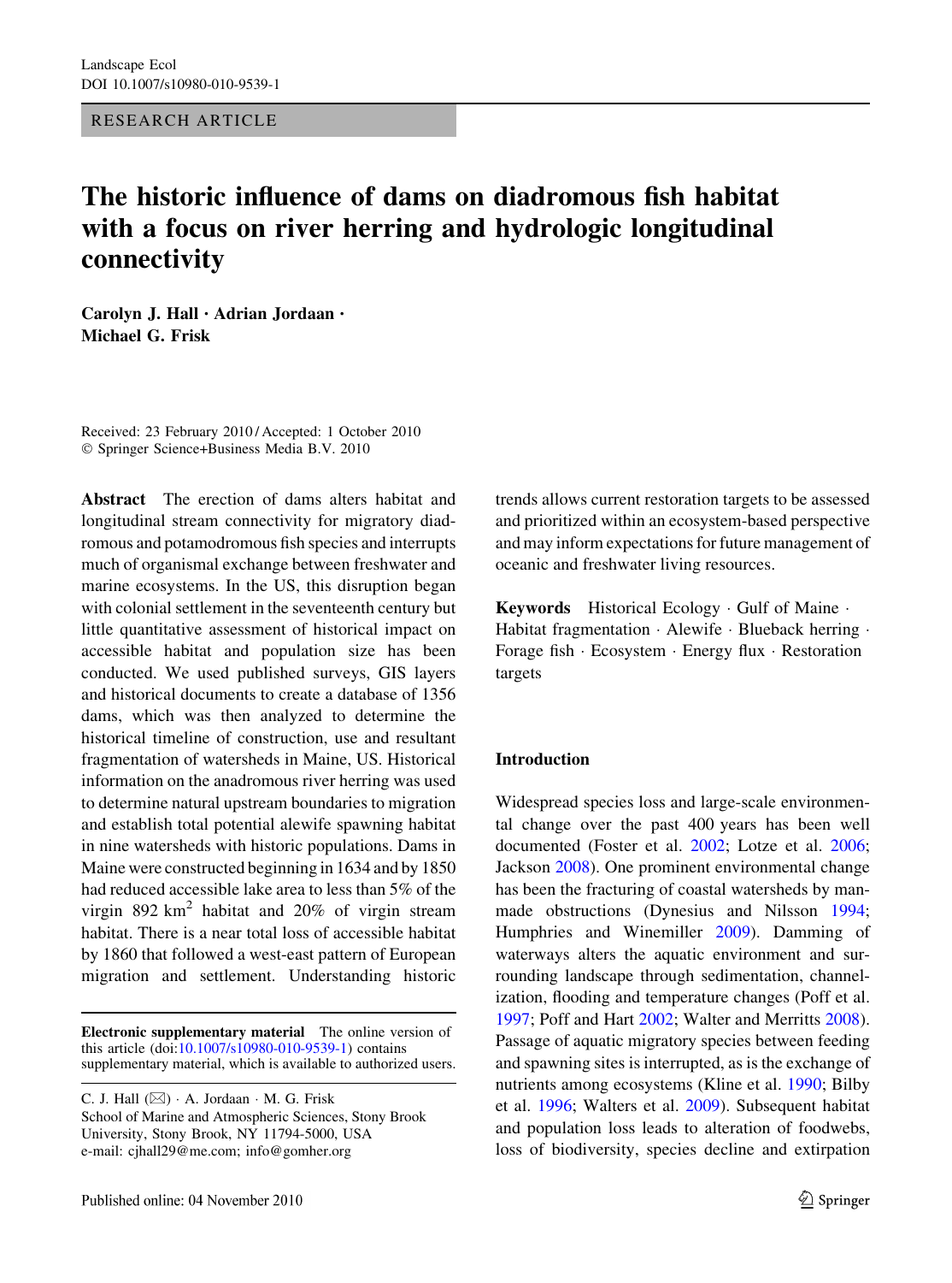RESEARCH ARTICLE

# The historic influence of dams on diadromous fish habitat with a focus on river herring and hydrologic longitudinal connectivity

**Carolyn J. Hall · Adrian Jordaan · Michael G. Frisk**

Received: 23 February 2010 / Accepted: 1 October 2010
© Springer Science+Business Media B.V. 2010

**Abstract** The erection of dams alters habitat and longitudinal stream connectivity for migratory diadromous and potamodromous fish species and interrupts much of organismal exchange between freshwater and marine ecosystems. In the US, this disruption began with colonial settlement in the seventeenth century but little quantitative assessment of historical impact on accessible habitat and population size has been conducted. We used published surveys, GIS layers and historical documents to create a database of 1356 dams, which was then analyzed to determine the historical timeline of construction, use and resultant fragmentation of watersheds in Maine, US. Historical information on the anadromous river herring was used to determine natural upstream boundaries to migration and establish total potential alewife spawning habitat in nine watersheds with historic populations. Dams in Maine were constructed beginning in 1634 and by 1850 had reduced accessible lake area to less than 5% of the virgin 892 km$^2$ habitat and 20% of virgin stream habitat. There is a near total loss of accessible habitat by 1860 that followed a west-east pattern of European migration and settlement. Understanding historic trends allows current restoration targets to be assessed and prioritized within an ecosystem-based perspective and may inform expectations for future management of oceanic and freshwater living resources.

**Keywords** Historical Ecology · Gulf of Maine · Habitat fragmentation · Alewife · Blueback herring · Forage fish · Ecosystem · Energy flux · Restoration targets

**Electronic supplementary material** The online version of this article (doi:10.1007/s10980-010-9539-1) contains supplementary material, which is available to authorized users.

C. J. Hall (✉) · A. Jordaan · M. G. Frisk
School of Marine and Atmospheric Sciences, Stony Brook University, Stony Brook, NY 11794-5000, USA
e-mail: cjhall29@me.com; info@gomher.org

## Introduction

Widespread species loss and large-scale environmental change over the past 400 years has been well documented (Foster et al. 2002; Lotze et al. 2006; Jackson 2008). One prominent environmental change has been the fracturing of coastal watersheds by man-made obstructions (Dynesius and Nilsson 1994; Humphries and Winemiller 2009). Damming of waterways alters the aquatic environment and surrounding landscape through sedimentation, channelization, flooding and temperature changes (Poff et al. 1997; Poff and Hart 2002; Walter and Merritts 2008). Passage of aquatic migratory species between feeding and spawning sites is interrupted, as is the exchange of nutrients among ecosystems (Kline et al. 1990; Bilby et al. 1996; Walters et al. 2009). Subsequent habitat and population loss leads to alteration of foodwebs, loss of biodiversity, species decline and extirpation

Published online: 04 November 2010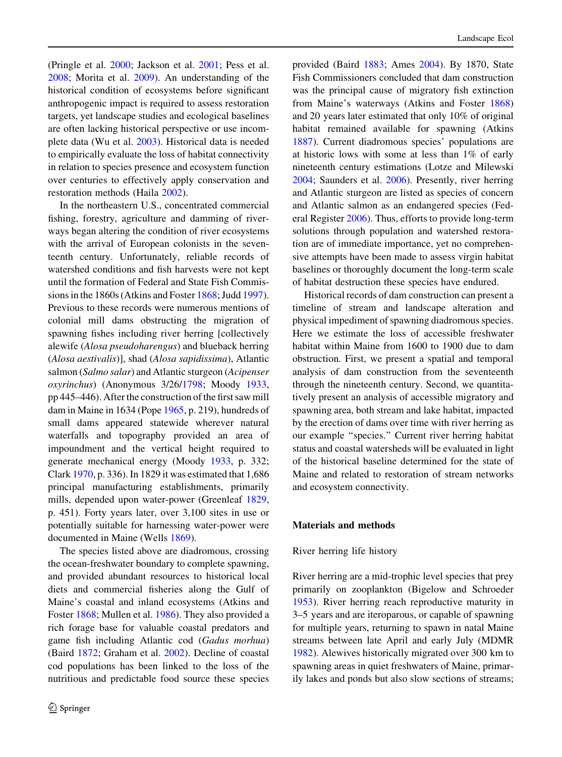(Pringle et al. 2000; Jackson et al. 2001; Pess et al. 2008; Morita et al. 2009). An understanding of the historical condition of ecosystems before significant anthropogenic impact is required to assess restoration targets, yet landscape studies and ecological baselines are often lacking historical perspective or use incomplete data (Wu et al. 2003). Historical data is needed to empirically evaluate the loss of habitat connectivity in relation to species presence and ecosystem function over centuries to effectively apply conservation and restoration methods (Haila 2002).

In the northeastern U.S., concentrated commercial fishing, forestry, agriculture and damming of riverways began altering the condition of river ecosystems with the arrival of European colonists in the seventeenth century. Unfortunately, reliable records of watershed conditions and fish harvests were not kept until the formation of Federal and State Fish Commissions in the 1860s (Atkins and Foster 1868; Judd 1997). Previous to these records were numerous mentions of colonial mill dams obstructing the migration of spawning fishes including river herring [collectively alewife (*Alosa pseudoharengus*) and blueback herring (*Alosa aestivalis*)], shad (*Alosa sapidissima*), Atlantic salmon (*Salmo salar*) and Atlantic sturgeon (*Acipenser oxyrinchus*) (Anonymous 3/26/1798; Moody 1933, pp 445–446). After the construction of the first saw mill dam in Maine in 1634 (Pope 1965, p. 219), hundreds of small dams appeared statewide wherever natural waterfalls and topography provided an area of impoundment and the vertical height required to generate mechanical energy (Moody 1933, p. 332; Clark 1970, p. 336). In 1829 it was estimated that 1,686 principal manufacturing establishments, primarily mills, depended upon water-power (Greenleaf 1829, p. 451). Forty years later, over 3,100 sites in use or potentially suitable for harnessing water-power were documented in Maine (Wells 1869).

The species listed above are diadromous, crossing the ocean-freshwater boundary to complete spawning, and provided abundant resources to historical local diets and commercial fisheries along the Gulf of Maine's coastal and inland ecosystems (Atkins and Foster 1868; Mullen et al. 1986). They also provided a rich forage base for valuable coastal predators and game fish including Atlantic cod (*Gadus morhua*) (Baird 1872; Graham et al. 2002). Decline of coastal cod populations has been linked to the loss of the nutritious and predictable food source these species provided (Baird 1883; Ames 2004). By 1870, State Fish Commissioners concluded that dam construction was the principal cause of migratory fish extinction from Maine's waterways (Atkins and Foster 1868) and 20 years later estimated that only 10% of original habitat remained available for spawning (Atkins 1887). Current diadromous species' populations are at historic lows with some at less than 1% of early nineteenth century estimations (Lotze and Milewski 2004; Saunders et al. 2006). Presently, river herring and Atlantic sturgeon are listed as species of concern and Atlantic salmon as an endangered species (Federal Register 2006). Thus, efforts to provide long-term solutions through population and watershed restoration are of immediate importance, yet no comprehensive attempts have been made to assess virgin habitat baselines or thoroughly document the long-term scale of habitat destruction these species have endured.

Historical records of dam construction can present a timeline of stream and landscape alteration and physical impediment of spawning diadromous species. Here we estimate the loss of accessible freshwater habitat within Maine from 1600 to 1900 due to dam obstruction. First, we present a spatial and temporal analysis of dam construction from the seventeenth through the nineteenth century. Second, we quantitatively present an analysis of accessible migratory and spawning area, both stream and lake habitat, impacted by the erection of dams over time with river herring as our example "species." Current river herring habitat status and coastal watersheds will be evaluated in light of the historical baseline determined for the state of Maine and related to restoration of stream networks and ecosystem connectivity.

## Materials and methods

### River herring life history

River herring are a mid-trophic level species that prey primarily on zooplankton (Bigelow and Schroeder 1953). River herring reach reproductive maturity in 3–5 years and are iteroparous, or capable of spawning for multiple years, returning to spawn in natal Maine streams between late April and early July (MDMR 1982). Alewives historically migrated over 300 km to spawning areas in quiet freshwaters of Maine, primarily lakes and ponds but also slow sections of streams;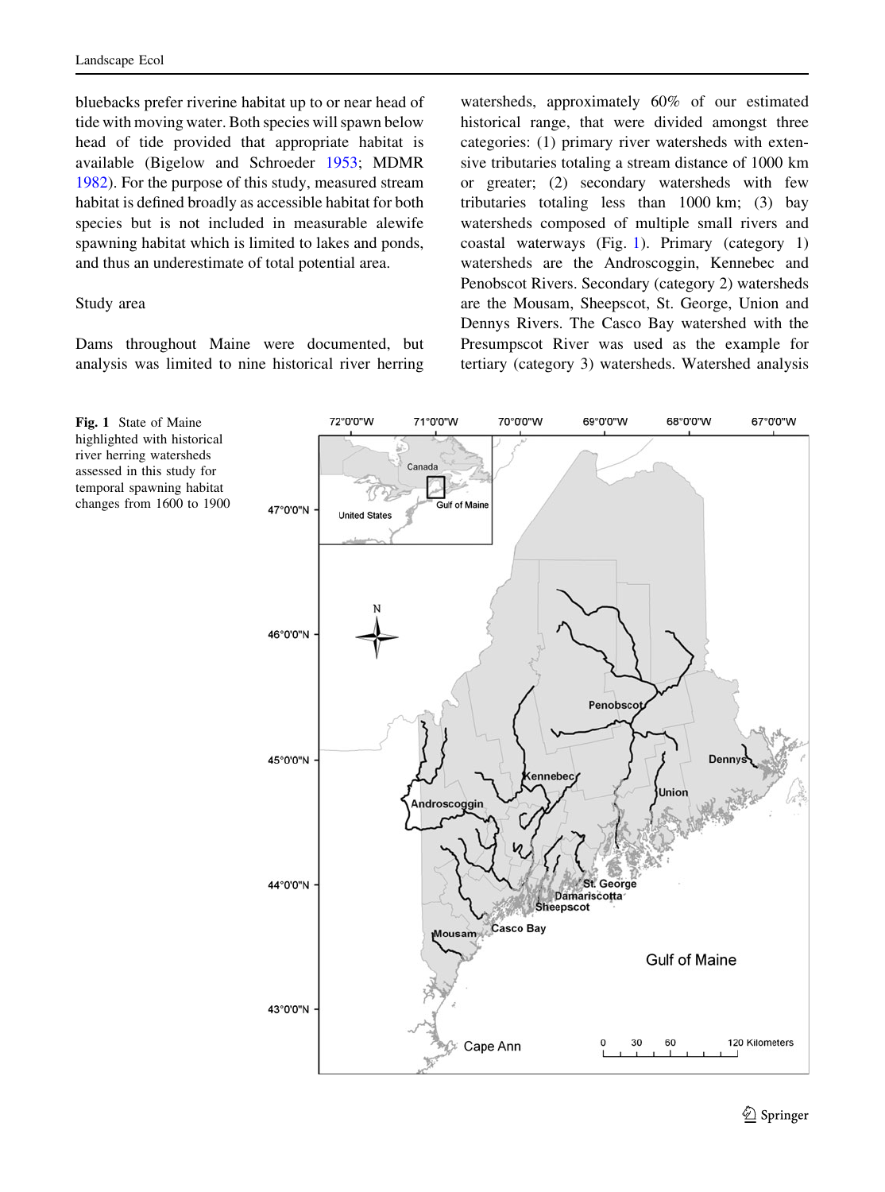bluebacks prefer riverine habitat up to or near head of tide with moving water. Both species will spawn below head of tide provided that appropriate habitat is available (Bigelow and Schroeder 1953; MDMR 1982). For the purpose of this study, measured stream habitat is defined broadly as accessible habitat for both species but is not included in measurable alewife spawning habitat which is limited to lakes and ponds, and thus an underestimate of total potential area.

## Study area

Dams throughout Maine were documented, but analysis was limited to nine historical river herring watersheds, approximately 60% of our estimated historical range, that were divided amongst three categories: (1) primary river watersheds with extensive tributaries totaling a stream distance of 1000 km or greater; (2) secondary watersheds with few tributaries totaling less than 1000 km; (3) bay watersheds composed of multiple small rivers and coastal waterways (Fig. 1). Primary (category 1) watersheds are the Androscoggin, Kennebec and Penobscot Rivers. Secondary (category 2) watersheds are the Mousam, Sheepscot, St. George, Union and Dennys Rivers. The Casco Bay watershed with the Presumpscot River was used as the example for tertiary (category 3) watersheds. Watershed analysis

**Fig. 1** State of Maine highlighted with historical river herring watersheds assessed in this study for temporal spawning habitat changes from 1600 to 1900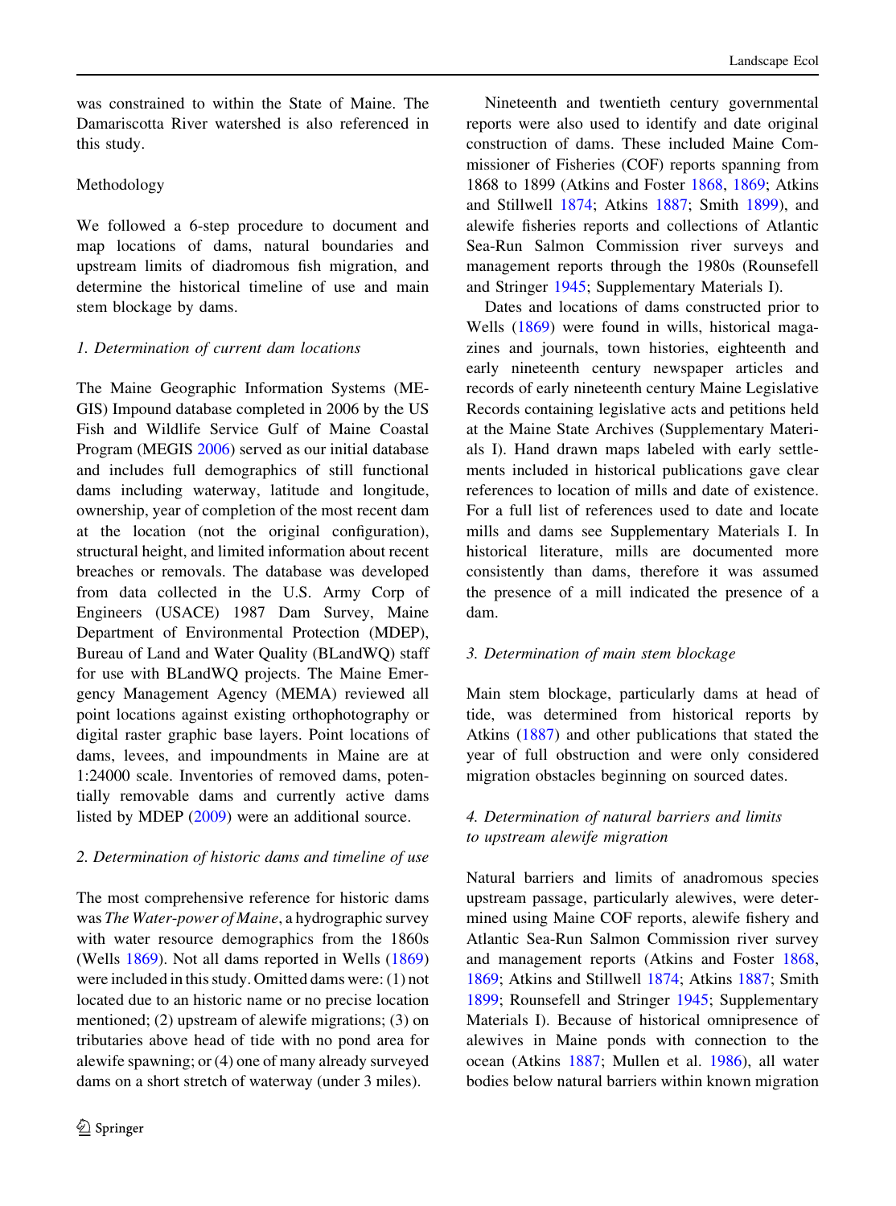was constrained to within the State of Maine. The Damariscotta River watershed is also referenced in this study.

## Methodology

We followed a 6-step procedure to document and map locations of dams, natural boundaries and upstream limits of diadromous fish migration, and determine the historical timeline of use and main stem blockage by dams.

### *1. Determination of current dam locations*

The Maine Geographic Information Systems (MEGIS) Impound database completed in 2006 by the US Fish and Wildlife Service Gulf of Maine Coastal Program (MEGIS 2006) served as our initial database and includes full demographics of still functional dams including waterway, latitude and longitude, ownership, year of completion of the most recent dam at the location (not the original configuration), structural height, and limited information about recent breaches or removals. The database was developed from data collected in the U.S. Army Corp of Engineers (USACE) 1987 Dam Survey, Maine Department of Environmental Protection (MDEP), Bureau of Land and Water Quality (BLandWQ) staff for use with BLandWQ projects. The Maine Emergency Management Agency (MEMA) reviewed all point locations against existing orthophotography or digital raster graphic base layers. Point locations of dams, levees, and impoundments in Maine are at 1:24000 scale. Inventories of removed dams, potentially removable dams and currently active dams listed by MDEP (2009) were an additional source.

### *2. Determination of historic dams and timeline of use*

The most comprehensive reference for historic dams was *The Water-power of Maine*, a hydrographic survey with water resource demographics from the 1860s (Wells 1869). Not all dams reported in Wells (1869) were included in this study. Omitted dams were: (1) not located due to an historic name or no precise location mentioned; (2) upstream of alewife migrations; (3) on tributaries above head of tide with no pond area for alewife spawning; or (4) one of many already surveyed dams on a short stretch of waterway (under 3 miles).

Nineteenth and twentieth century governmental reports were also used to identify and date original construction of dams. These included Maine Commissioner of Fisheries (COF) reports spanning from 1868 to 1899 (Atkins and Foster 1868, 1869; Atkins and Stillwell 1874; Atkins 1887; Smith 1899), and alewife fisheries reports and collections of Atlantic Sea-Run Salmon Commission river surveys and management reports through the 1980s (Rounsefell and Stringer 1945; Supplementary Materials I).

Dates and locations of dams constructed prior to Wells (1869) were found in wills, historical magazines and journals, town histories, eighteenth and early nineteenth century newspaper articles and records of early nineteenth century Maine Legislative Records containing legislative acts and petitions held at the Maine State Archives (Supplementary Materials I). Hand drawn maps labeled with early settlements included in historical publications gave clear references to location of mills and date of existence. For a full list of references used to date and locate mills and dams see Supplementary Materials I. In historical literature, mills are documented more consistently than dams, therefore it was assumed the presence of a mill indicated the presence of a dam.

### *3. Determination of main stem blockage*

Main stem blockage, particularly dams at head of tide, was determined from historical reports by Atkins (1887) and other publications that stated the year of full obstruction and were only considered migration obstacles beginning on sourced dates.

### *4. Determination of natural barriers and limits to upstream alewife migration*

Natural barriers and limits of anadromous species upstream passage, particularly alewives, were determined using Maine COF reports, alewife fishery and Atlantic Sea-Run Salmon Commission river survey and management reports (Atkins and Foster 1868, 1869; Atkins and Stillwell 1874; Atkins 1887; Smith 1899; Rounsefell and Stringer 1945; Supplementary Materials I). Because of historical omnipresence of alewives in Maine ponds with connection to the ocean (Atkins 1887; Mullen et al. 1986), all water bodies below natural barriers within known migration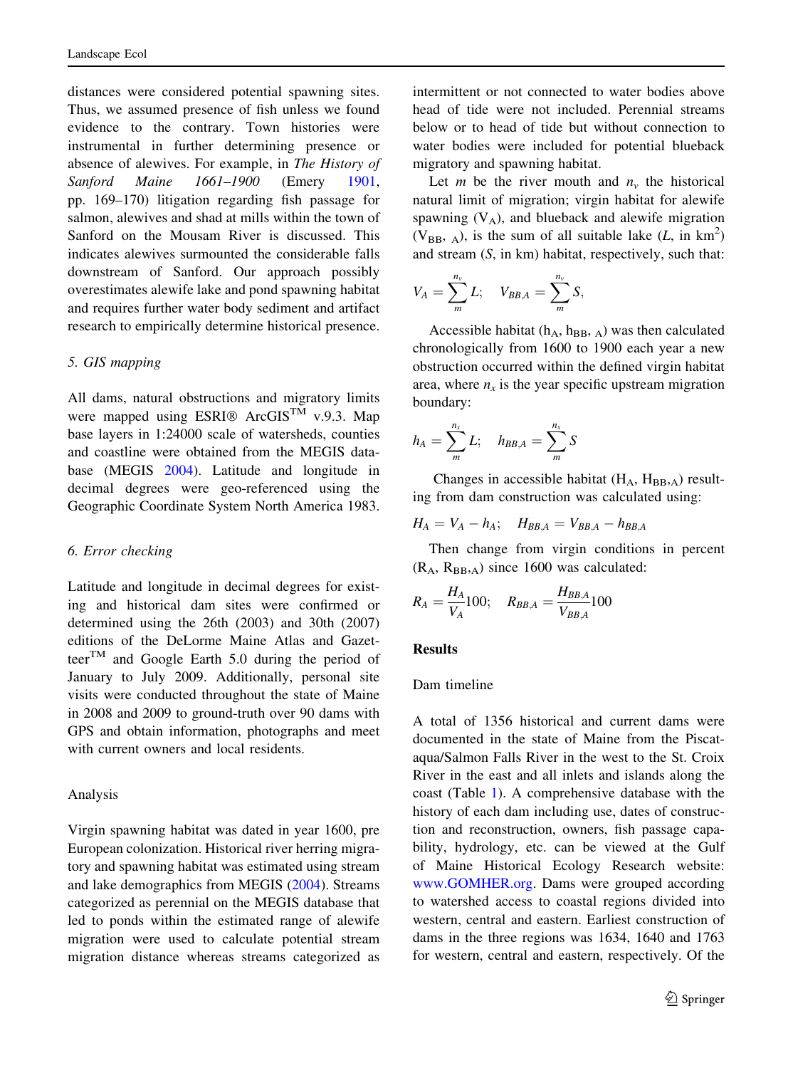distances were considered potential spawning sites. Thus, we assumed presence of fish unless we found evidence to the contrary. Town histories were instrumental in further determining presence or absence of alewives. For example, in *The History of Sanford Maine 1661–1900* (Emery 1901, pp. 169–170) litigation regarding fish passage for salmon, alewives and shad at mills within the town of Sanford on the Mousam River is discussed. This indicates alewives surmounted the considerable falls downstream of Sanford. Our approach possibly overestimates alewife lake and pond spawning habitat and requires further water body sediment and artifact research to empirically determine historical presence.

*5. GIS mapping*

All dams, natural obstructions and migratory limits were mapped using ESRI® ArcGIS™ v.9.3. Map base layers in 1:24000 scale of watersheds, counties and coastline were obtained from the MEGIS database (MEGIS 2004). Latitude and longitude in decimal degrees were geo-referenced using the Geographic Coordinate System North America 1983.

*6. Error checking*

Latitude and longitude in decimal degrees for existing and historical dam sites were confirmed or determined using the 26th (2003) and 30th (2007) editions of the DeLorme Maine Atlas and Gazetteer™ and Google Earth 5.0 during the period of January to July 2009. Additionally, personal site visits were conducted throughout the state of Maine in 2008 and 2009 to ground-truth over 90 dams with GPS and obtain information, photographs and meet with current owners and local residents.

## Analysis

Virgin spawning habitat was dated in year 1600, pre European colonization. Historical river herring migratory and spawning habitat was estimated using stream and lake demographics from MEGIS (2004). Streams categorized as perennial on the MEGIS database that led to ponds within the estimated range of alewife migration were used to calculate potential stream migration distance whereas streams categorized as intermittent or not connected to water bodies above head of tide were not included. Perennial streams below or to head of tide but without connection to water bodies were included for potential blueback migratory and spawning habitat.

Let $m$ be the river mouth and $n_v$ the historical natural limit of migration; virgin habitat for alewife spawning ($V_A$), and blueback and alewife migration ($V_{BB,A}$), is the sum of all suitable lake ($L$, in km$^2$) and stream ($S$, in km) habitat, respectively, such that:

$$V_A = \sum_{m}^{n_v} L; \quad V_{BB,A} = \sum_{m}^{n_v} S,$$

Accessible habitat ($h_A$, $h_{BB,A}$) was then calculated chronologically from 1600 to 1900 each year a new obstruction occurred within the defined virgin habitat area, where $n_x$ is the year specific upstream migration boundary:

$$h_A = \sum_{m}^{n_x} L; \quad h_{BB,A} = \sum_{m}^{n_x} S$$

Changes in accessible habitat ($H_A$, $H_{BB,A}$) resulting from dam construction was calculated using:

$$H_A = V_A - h_A; \quad H_{BB,A} = V_{BB,A} - h_{BB,A}$$

Then change from virgin conditions in percent ($R_A$, $R_{BB,A}$) since 1600 was calculated:

$$R_A = \frac{H_A}{V_A}100; \quad R_{BB,A} = \frac{H_{BB,A}}{V_{BB,A}}100$$

## Results

### Dam timeline

A total of 1356 historical and current dams were documented in the state of Maine from the Piscataqua/Salmon Falls River in the west to the St. Croix River in the east and all inlets and islands along the coast (Table 1). A comprehensive database with the history of each dam including use, dates of construction and reconstruction, owners, fish passage capability, hydrology, etc. can be viewed at the Gulf of Maine Historical Ecology Research website: www.GOMHER.org. Dams were grouped according to watershed access to coastal regions divided into western, central and eastern. Earliest construction of dams in the three regions was 1634, 1640 and 1763 for western, central and eastern, respectively. Of the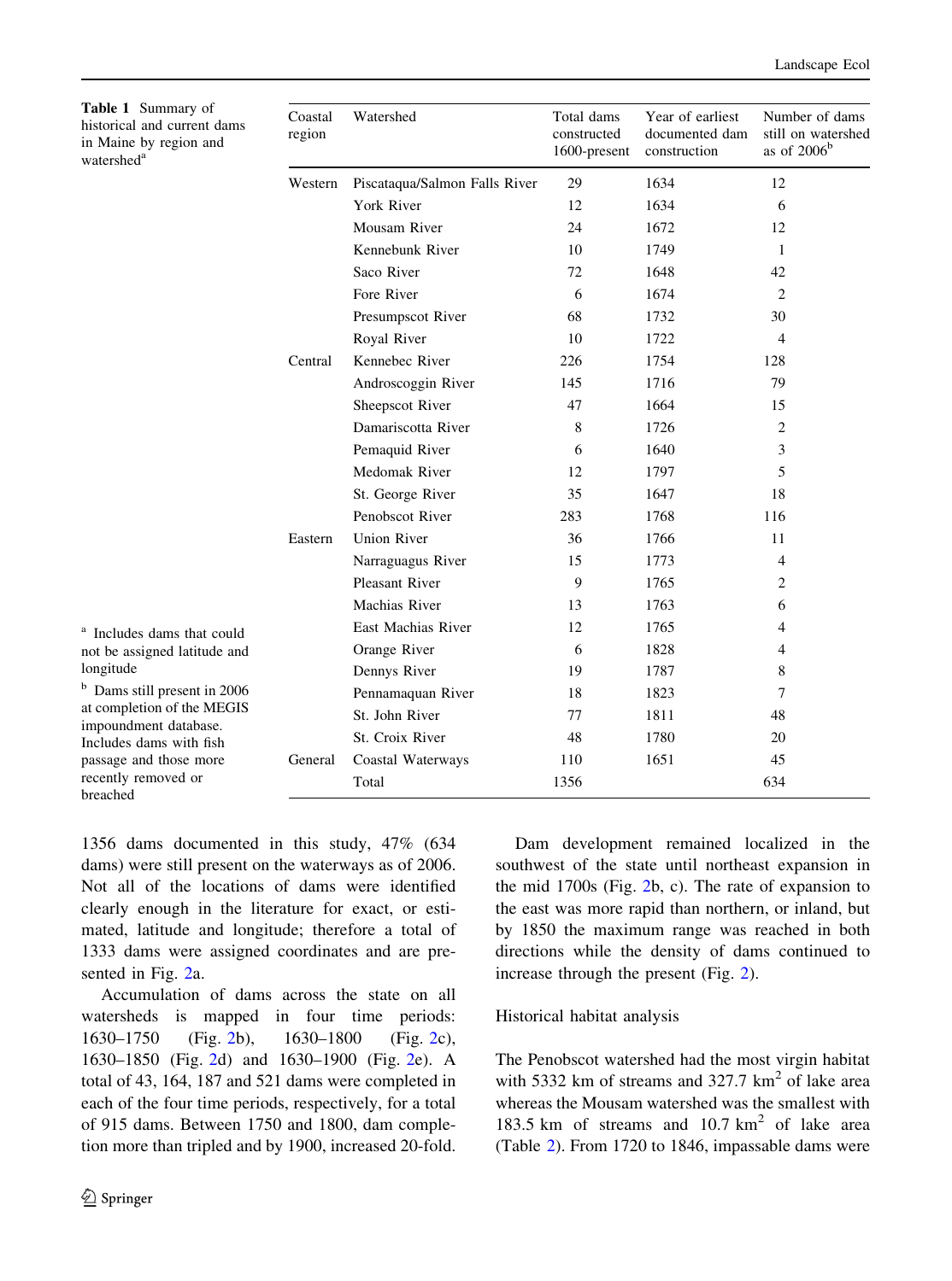**Table 1** Summary of historical and current dams in Maine by region and watershed[a]

| Coastal region | Watershed | Total dams constructed 1600-present | Year of earliest documented dam construction | Number of dams still on watershed as of 2006[b] |
|---|---|---|---|---|
| Western | Piscataqua/Salmon Falls River | 29 | 1634 | 12 |
| | York River | 12 | 1634 | 6 |
| | Mousam River | 24 | 1672 | 12 |
| | Kennebunk River | 10 | 1749 | 1 |
| | Saco River | 72 | 1648 | 42 |
| | Fore River | 6 | 1674 | 2 |
| | Presumpscot River | 68 | 1732 | 30 |
| | Royal River | 10 | 1722 | 4 |
| Central | Kennebec River | 226 | 1754 | 128 |
| | Androscoggin River | 145 | 1716 | 79 |
| | Sheepscot River | 47 | 1664 | 15 |
| | Damariscotta River | 8 | 1726 | 2 |
| | Pemaquid River | 6 | 1640 | 3 |
| | Medomak River | 12 | 1797 | 5 |
| | St. George River | 35 | 1647 | 18 |
| | Penobscot River | 283 | 1768 | 116 |
| Eastern | Union River | 36 | 1766 | 11 |
| | Narraguagus River | 15 | 1773 | 4 |
| | Pleasant River | 9 | 1765 | 2 |
| | Machias River | 13 | 1763 | 6 |
| | East Machias River | 12 | 1765 | 4 |
| | Orange River | 6 | 1828 | 4 |
| | Dennys River | 19 | 1787 | 8 |
| | Pennamaquan River | 18 | 1823 | 7 |
| | St. John River | 77 | 1811 | 48 |
| | St. Croix River | 48 | 1780 | 20 |
| General | Coastal Waterways | 110 | 1651 | 45 |
| | Total | 1356 | | 634 |

[a] Includes dams that could not be assigned latitude and longitude

[b] Dams still present in 2006 at completion of the MEGIS impoundment database. Includes dams with fish passage and those more recently removed or breached

1356 dams documented in this study, 47% (634 dams) were still present on the waterways as of 2006. Not all of the locations of dams were identified clearly enough in the literature for exact, or estimated, latitude and longitude; therefore a total of 1333 dams were assigned coordinates and are presented in Fig. 2a.

Accumulation of dams across the state on all watersheds is mapped in four time periods: 1630–1750 (Fig. 2b), 1630–1800 (Fig. 2c), 1630–1850 (Fig. 2d) and 1630–1900 (Fig. 2e). A total of 43, 164, 187 and 521 dams were completed in each of the four time periods, respectively, for a total of 915 dams. Between 1750 and 1800, dam completion more than tripled and by 1900, increased 20-fold.

Dam development remained localized in the southwest of the state until northeast expansion in the mid 1700s (Fig. 2b, c). The rate of expansion to the east was more rapid than northern, or inland, but by 1850 the maximum range was reached in both directions while the density of dams continued to increase through the present (Fig. 2).

### Historical habitat analysis

The Penobscot watershed had the most virgin habitat with 5332 km of streams and 327.7 km$^2$ of lake area whereas the Mousam watershed was the smallest with 183.5 km of streams and 10.7 km$^2$ of lake area (Table 2). From 1720 to 1846, impassable dams were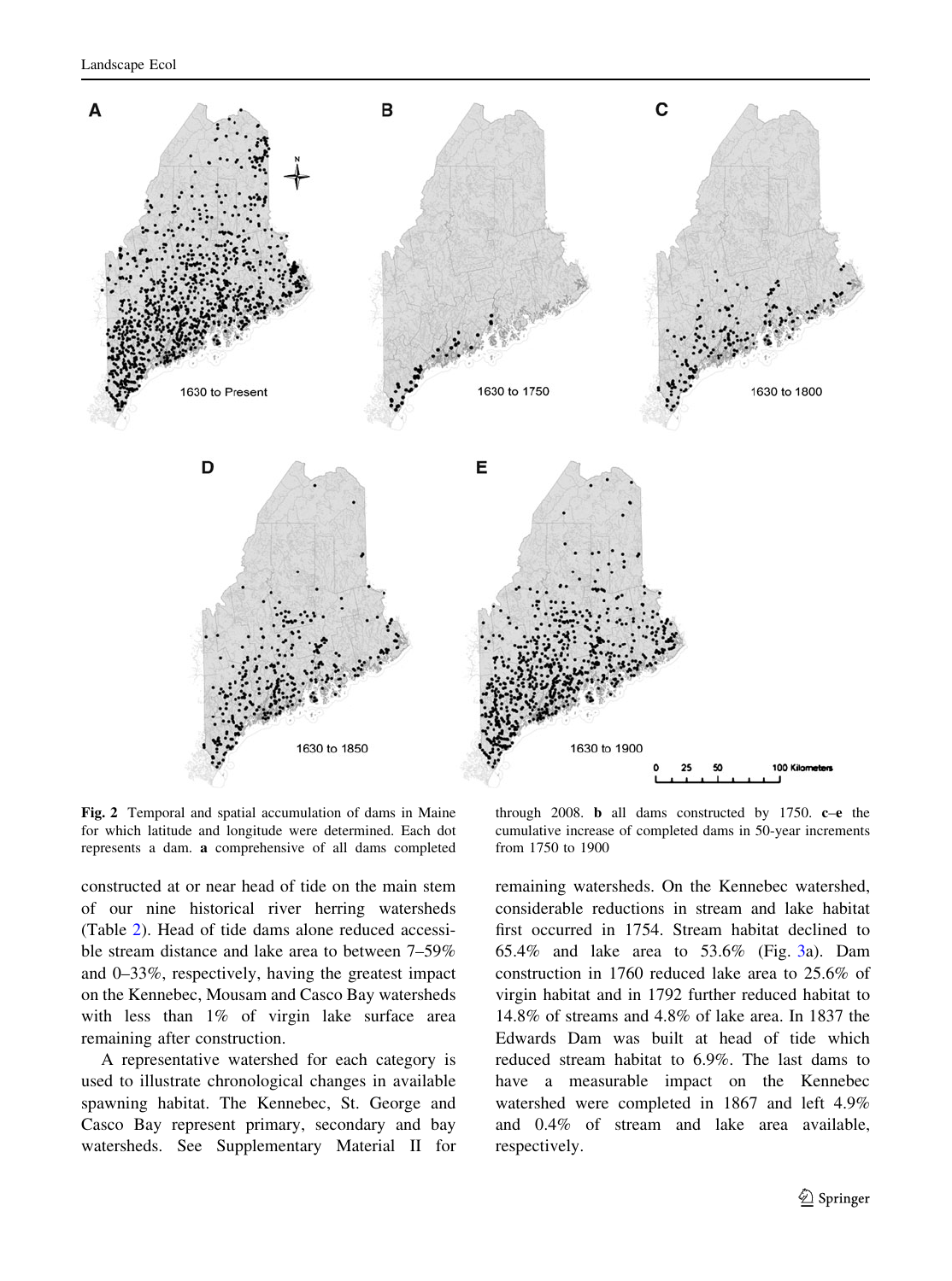Fig. 2 Temporal and spatial accumulation of dams in Maine for which latitude and longitude were determined. Each dot represents a dam. **a** comprehensive of all dams completed through 2008. **b** all dams constructed by 1750. **c**–**e** the cumulative increase of completed dams in 50-year increments from 1750 to 1900

constructed at or near head of tide on the main stem of our nine historical river herring watersheds (Table 2). Head of tide dams alone reduced accessible stream distance and lake area to between 7–59% and 0–33%, respectively, having the greatest impact on the Kennebec, Mousam and Casco Bay watersheds with less than 1% of virgin lake surface area remaining after construction.

A representative watershed for each category is used to illustrate chronological changes in available spawning habitat. The Kennebec, St. George and Casco Bay represent primary, secondary and bay watersheds. See Supplementary Material II for remaining watersheds. On the Kennebec watershed, considerable reductions in stream and lake habitat first occurred in 1754. Stream habitat declined to 65.4% and lake area to 53.6% (Fig. 3a). Dam construction in 1760 reduced lake area to 25.6% of virgin habitat and in 1792 further reduced habitat to 14.8% of streams and 4.8% of lake area. In 1837 the Edwards Dam was built at head of tide which reduced stream habitat to 6.9%. The last dams to have a measurable impact on the Kennebec watershed were completed in 1867 and left 4.9% and 0.4% of stream and lake area available, respectively.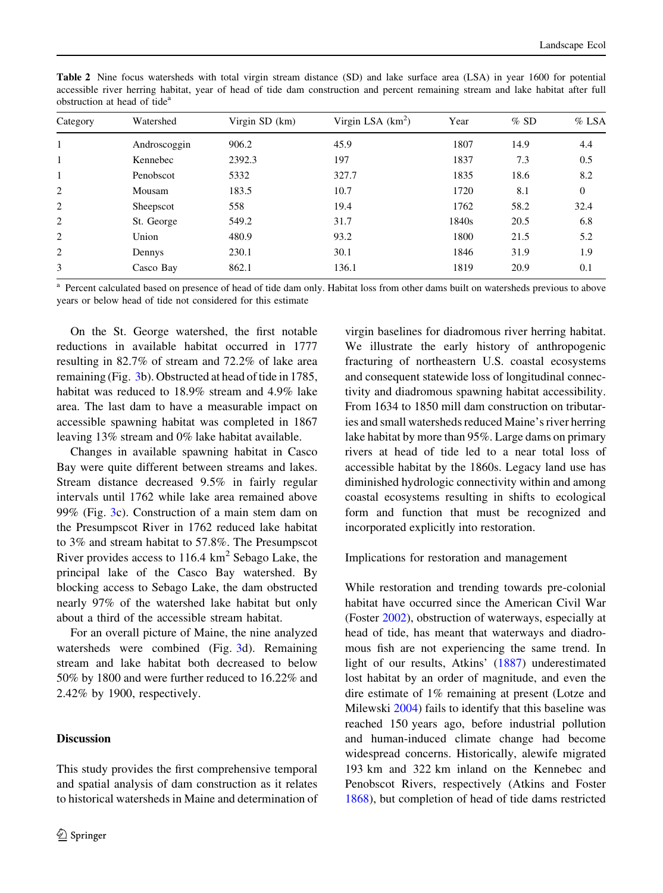**Table 2** Nine focus watersheds with total virgin stream distance (SD) and lake surface area (LSA) in year 1600 for potential accessible river herring habitat, year of head of tide dam construction and percent remaining stream and lake habitat after full obstruction at head of tide[a]

| Category | Watershed | Virgin SD (km) | Virgin LSA (km$^2$) | Year | % SD | % LSA |
|---|---|---|---|---|---|---|
| 1 | Androscoggin | 906.2 | 45.9 | 1807 | 14.9 | 4.4 |
| 1 | Kennebec | 2392.3 | 197 | 1837 | 7.3 | 0.5 |
| 1 | Penobscot | 5332 | 327.7 | 1835 | 18.6 | 8.2 |
| 2 | Mousam | 183.5 | 10.7 | 1720 | 8.1 | 0 |
| 2 | Sheepscot | 558 | 19.4 | 1762 | 58.2 | 32.4 |
| 2 | St. George | 549.2 | 31.7 | 1840s | 20.5 | 6.8 |
| 2 | Union | 480.9 | 93.2 | 1800 | 21.5 | 5.2 |
| 2 | Dennys | 230.1 | 30.1 | 1846 | 31.9 | 1.9 |
| 3 | Casco Bay | 862.1 | 136.1 | 1819 | 20.9 | 0.1 |

[a] Percent calculated based on presence of head of tide dam only. Habitat loss from other dams built on watersheds previous to above years or below head of tide not considered for this estimate

On the St. George watershed, the first notable reductions in available habitat occurred in 1777 resulting in 82.7% of stream and 72.2% of lake area remaining (Fig. 3b). Obstructed at head of tide in 1785, habitat was reduced to 18.9% stream and 4.9% lake area. The last dam to have a measurable impact on accessible spawning habitat was completed in 1867 leaving 13% stream and 0% lake habitat available.

Changes in available spawning habitat in Casco Bay were quite different between streams and lakes. Stream distance decreased 9.5% in fairly regular intervals until 1762 while lake area remained above 99% (Fig. 3c). Construction of a main stem dam on the Presumpscot River in 1762 reduced lake habitat to 3% and stream habitat to 57.8%. The Presumpscot River provides access to 116.4 km$^2$ Sebago Lake, the principal lake of the Casco Bay watershed. By blocking access to Sebago Lake, the dam obstructed nearly 97% of the watershed lake habitat but only about a third of the accessible stream habitat.

For an overall picture of Maine, the nine analyzed watersheds were combined (Fig. 3d). Remaining stream and lake habitat both decreased to below 50% by 1800 and were further reduced to 16.22% and 2.42% by 1900, respectively.

## Discussion

This study provides the first comprehensive temporal and spatial analysis of dam construction as it relates to historical watersheds in Maine and determination of virgin baselines for diadromous river herring habitat. We illustrate the early history of anthropogenic fracturing of northeastern U.S. coastal ecosystems and consequent statewide loss of longitudinal connectivity and diadromous spawning habitat accessibility. From 1634 to 1850 mill dam construction on tributaries and small watersheds reduced Maine's river herring lake habitat by more than 95%. Large dams on primary rivers at head of tide led to a near total loss of accessible habitat by the 1860s. Legacy land use has diminished hydrologic connectivity within and among coastal ecosystems resulting in shifts to ecological form and function that must be recognized and incorporated explicitly into restoration.

### Implications for restoration and management

While restoration and trending towards pre-colonial habitat have occurred since the American Civil War (Foster 2002), obstruction of waterways, especially at head of tide, has meant that waterways and diadromous fish are not experiencing the same trend. In light of our results, Atkins' (1887) underestimated lost habitat by an order of magnitude, and even the dire estimate of 1% remaining at present (Lotze and Milewski 2004) fails to identify that this baseline was reached 150 years ago, before industrial pollution and human-induced climate change had become widespread concerns. Historically, alewife migrated 193 km and 322 km inland on the Kennebec and Penobscot Rivers, respectively (Atkins and Foster 1868), but completion of head of tide dams restricted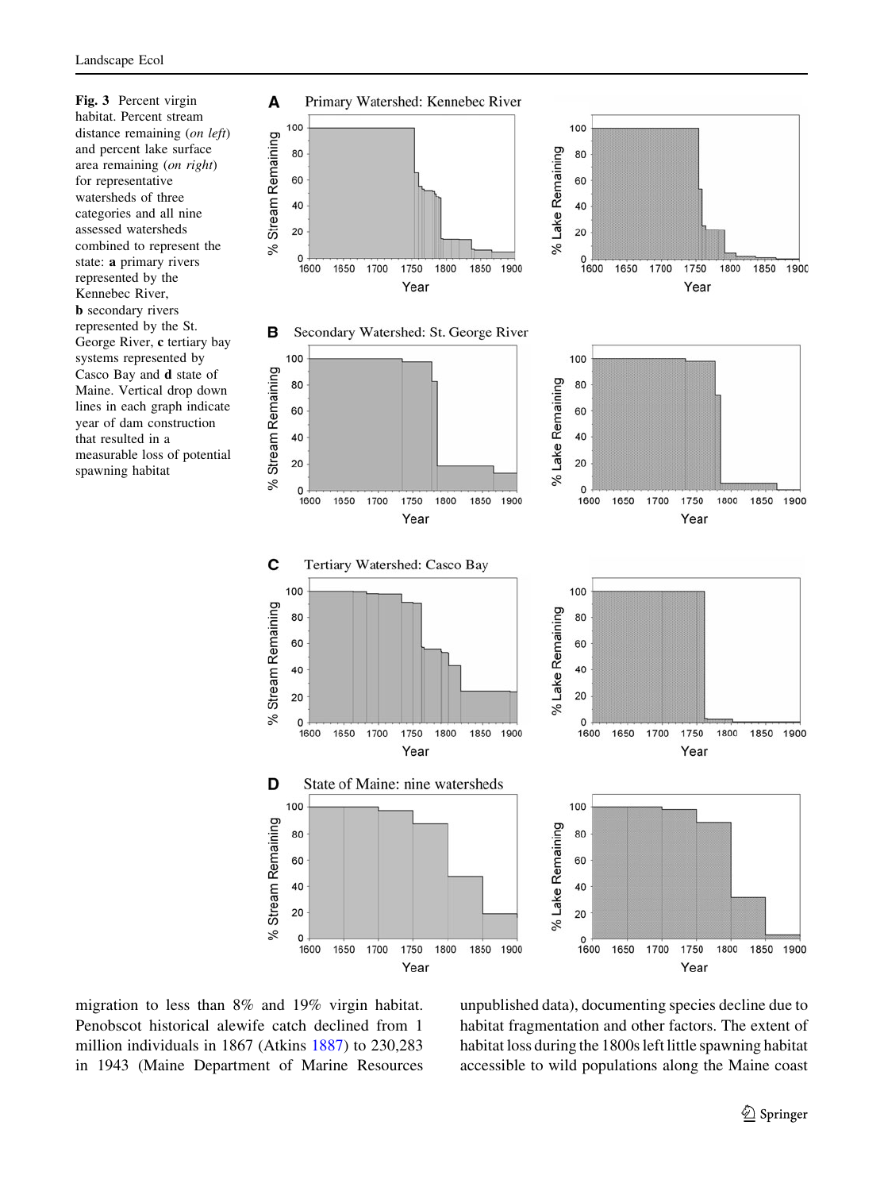**Fig. 3** Percent virgin habitat. Percent stream distance remaining (*on left*) and percent lake surface area remaining (*on right*) for representative watersheds of three categories and all nine assessed watersheds combined to represent the state: **a** primary rivers represented by the Kennebec River, **b** secondary rivers represented by the St. George River, **c** tertiary bay systems represented by Casco Bay and **d** state of Maine. Vertical drop down lines in each graph indicate year of dam construction that resulted in a measurable loss of potential spawning habitat

migration to less than 8% and 19% virgin habitat. Penobscot historical alewife catch declined from 1 million individuals in 1867 (Atkins 1887) to 230,283 in 1943 (Maine Department of Marine Resources unpublished data), documenting species decline due to habitat fragmentation and other factors. The extent of habitat loss during the 1800s left little spawning habitat accessible to wild populations along the Maine coast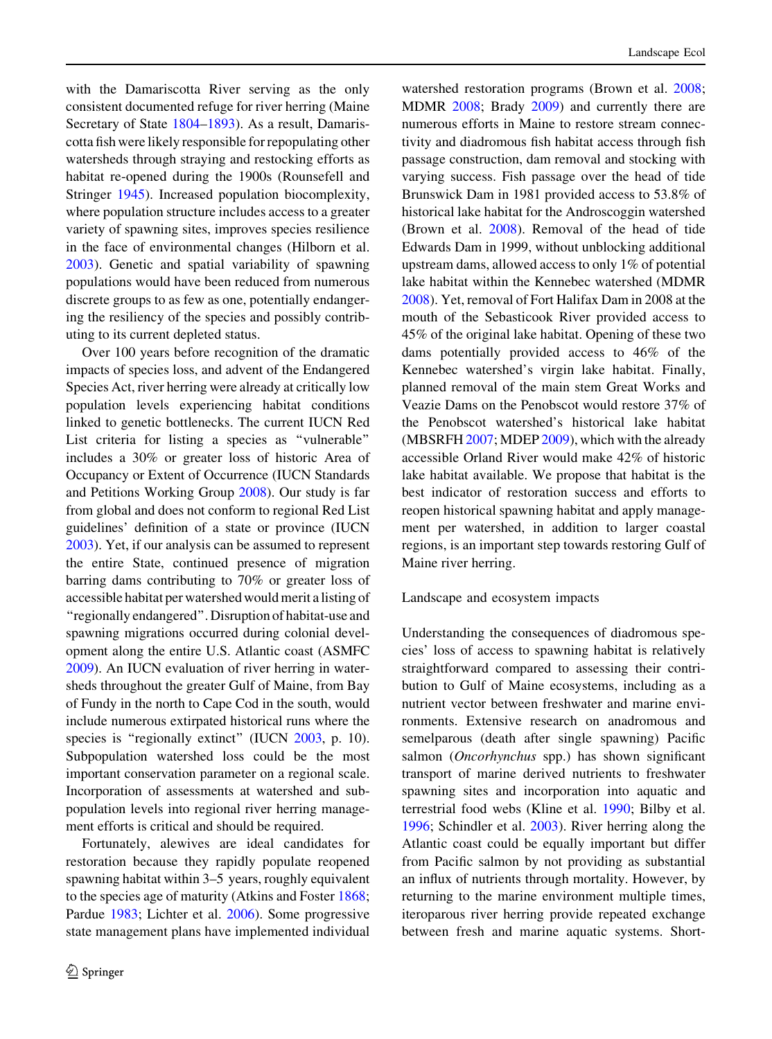with the Damariscotta River serving as the only consistent documented refuge for river herring (Maine Secretary of State 1804–1893). As a result, Damariscotta fish were likely responsible for repopulating other watersheds through straying and restocking efforts as habitat re-opened during the 1900s (Rounsefell and Stringer 1945). Increased population biocomplexity, where population structure includes access to a greater variety of spawning sites, improves species resilience in the face of environmental changes (Hilborn et al. 2003). Genetic and spatial variability of spawning populations would have been reduced from numerous discrete groups to as few as one, potentially endangering the resiliency of the species and possibly contributing to its current depleted status.

Over 100 years before recognition of the dramatic impacts of species loss, and advent of the Endangered Species Act, river herring were already at critically low population levels experiencing habitat conditions linked to genetic bottlenecks. The current IUCN Red List criteria for listing a species as "vulnerable" includes a 30% or greater loss of historic Area of Occupancy or Extent of Occurrence (IUCN Standards and Petitions Working Group 2008). Our study is far from global and does not conform to regional Red List guidelines' definition of a state or province (IUCN 2003). Yet, if our analysis can be assumed to represent the entire State, continued presence of migration barring dams contributing to 70% or greater loss of accessible habitat per watershed would merit a listing of "regionally endangered". Disruption of habitat-use and spawning migrations occurred during colonial development along the entire U.S. Atlantic coast (ASMFC 2009). An IUCN evaluation of river herring in watersheds throughout the greater Gulf of Maine, from Bay of Fundy in the north to Cape Cod in the south, would include numerous extirpated historical runs where the species is "regionally extinct" (IUCN 2003, p. 10). Subpopulation watershed loss could be the most important conservation parameter on a regional scale. Incorporation of assessments at watershed and subpopulation levels into regional river herring management efforts is critical and should be required.

Fortunately, alewives are ideal candidates for restoration because they rapidly populate reopened spawning habitat within 3–5 years, roughly equivalent to the species age of maturity (Atkins and Foster 1868; Pardue 1983; Lichter et al. 2006). Some progressive state management plans have implemented individual watershed restoration programs (Brown et al. 2008; MDMR 2008; Brady 2009) and currently there are numerous efforts in Maine to restore stream connectivity and diadromous fish habitat access through fish passage construction, dam removal and stocking with varying success. Fish passage over the head of tide Brunswick Dam in 1981 provided access to 53.8% of historical lake habitat for the Androscoggin watershed (Brown et al. 2008). Removal of the head of tide Edwards Dam in 1999, without unblocking additional upstream dams, allowed access to only 1% of potential lake habitat within the Kennebec watershed (MDMR 2008). Yet, removal of Fort Halifax Dam in 2008 at the mouth of the Sebasticook River provided access to 45% of the original lake habitat. Opening of these two dams potentially provided access to 46% of the Kennebec watershed's virgin lake habitat. Finally, planned removal of the main stem Great Works and Veazie Dams on the Penobscot would restore 37% of the Penobscot watershed's historical lake habitat (MBSRFH 2007; MDEP 2009), which with the already accessible Orland River would make 42% of historic lake habitat available. We propose that habitat is the best indicator of restoration success and efforts to reopen historical spawning habitat and apply management per watershed, in addition to larger coastal regions, is an important step towards restoring Gulf of Maine river herring.

## Landscape and ecosystem impacts

Understanding the consequences of diadromous species' loss of access to spawning habitat is relatively straightforward compared to assessing their contribution to Gulf of Maine ecosystems, including as a nutrient vector between freshwater and marine environments. Extensive research on anadromous and semelparous (death after single spawning) Pacific salmon (*Oncorhynchus* spp.) has shown significant transport of marine derived nutrients to freshwater spawning sites and incorporation into aquatic and terrestrial food webs (Kline et al. 1990; Bilby et al. 1996; Schindler et al. 2003). River herring along the Atlantic coast could be equally important but differ from Pacific salmon by not providing as substantial an influx of nutrients through mortality. However, by returning to the marine environment multiple times, iteroparous river herring provide repeated exchange between fresh and marine aquatic systems. Short-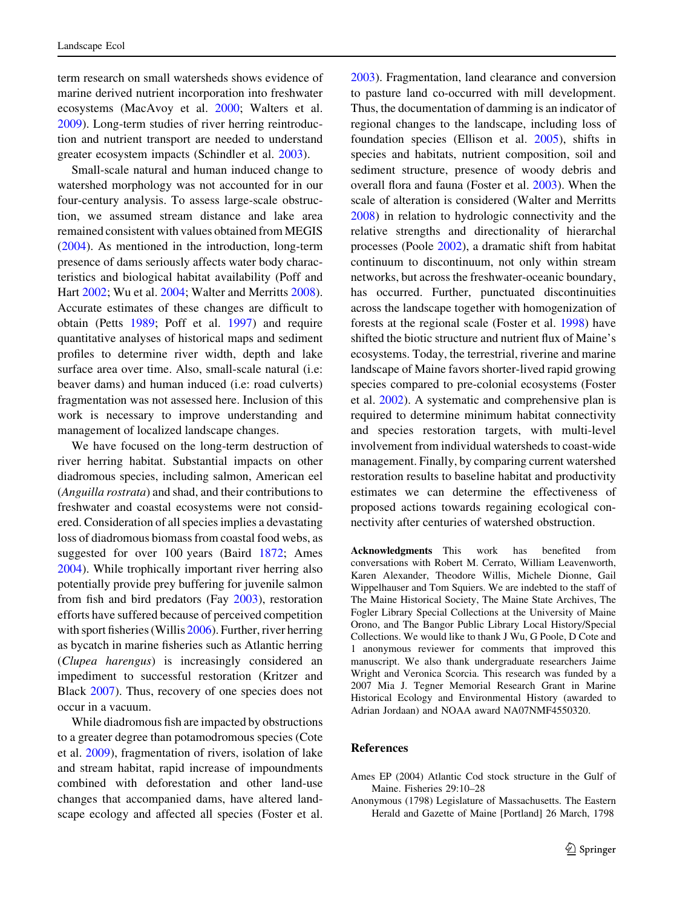term research on small watersheds shows evidence of marine derived nutrient incorporation into freshwater ecosystems (MacAvoy et al. 2000; Walters et al. 2009). Long-term studies of river herring reintroduction and nutrient transport are needed to understand greater ecosystem impacts (Schindler et al. 2003).

Small-scale natural and human induced change to watershed morphology was not accounted for in our four-century analysis. To assess large-scale obstruction, we assumed stream distance and lake area remained consistent with values obtained from MEGIS (2004). As mentioned in the introduction, long-term presence of dams seriously affects water body characteristics and biological habitat availability (Poff and Hart 2002; Wu et al. 2004; Walter and Merritts 2008). Accurate estimates of these changes are difficult to obtain (Petts 1989; Poff et al. 1997) and require quantitative analyses of historical maps and sediment profiles to determine river width, depth and lake surface area over time. Also, small-scale natural (i.e: beaver dams) and human induced (i.e: road culverts) fragmentation was not assessed here. Inclusion of this work is necessary to improve understanding and management of localized landscape changes.

We have focused on the long-term destruction of river herring habitat. Substantial impacts on other diadromous species, including salmon, American eel (*Anguilla rostrata*) and shad, and their contributions to freshwater and coastal ecosystems were not considered. Consideration of all species implies a devastating loss of diadromous biomass from coastal food webs, as suggested for over 100 years (Baird 1872; Ames 2004). While trophically important river herring also potentially provide prey buffering for juvenile salmon from fish and bird predators (Fay 2003), restoration efforts have suffered because of perceived competition with sport fisheries (Willis 2006). Further, river herring as bycatch in marine fisheries such as Atlantic herring (*Clupea harengus*) is increasingly considered an impediment to successful restoration (Kritzer and Black 2007). Thus, recovery of one species does not occur in a vacuum.

While diadromous fish are impacted by obstructions to a greater degree than potamodromous species (Cote et al. 2009), fragmentation of rivers, isolation of lake and stream habitat, rapid increase of impoundments combined with deforestation and other land-use changes that accompanied dams, have altered landscape ecology and affected all species (Foster et al. 2003). Fragmentation, land clearance and conversion to pasture land co-occurred with mill development. Thus, the documentation of damming is an indicator of regional changes to the landscape, including loss of foundation species (Ellison et al. 2005), shifts in species and habitats, nutrient composition, soil and sediment structure, presence of woody debris and overall flora and fauna (Foster et al. 2003). When the scale of alteration is considered (Walter and Merritts 2008) in relation to hydrologic connectivity and the relative strengths and directionality of hierarchal processes (Poole 2002), a dramatic shift from habitat continuum to discontinuum, not only within stream networks, but across the freshwater-oceanic boundary, has occurred. Further, punctuated discontinuities across the landscape together with homogenization of forests at the regional scale (Foster et al. 1998) have shifted the biotic structure and nutrient flux of Maine's ecosystems. Today, the terrestrial, riverine and marine landscape of Maine favors shorter-lived rapid growing species compared to pre-colonial ecosystems (Foster et al. 2002). A systematic and comprehensive plan is required to determine minimum habitat connectivity and species restoration targets, with multi-level involvement from individual watersheds to coast-wide management. Finally, by comparing current watershed restoration results to baseline habitat and productivity estimates we can determine the effectiveness of proposed actions towards regaining ecological connectivity after centuries of watershed obstruction.

**Acknowledgments** This work has benefited from conversations with Robert M. Cerrato, William Leavenworth, Karen Alexander, Theodore Willis, Michele Dionne, Gail Wippelhauser and Tom Squiers. We are indebted to the staff of The Maine Historical Society, The Maine State Archives, The Fogler Library Special Collections at the University of Maine Orono, and The Bangor Public Library Local History/Special Collections. We would like to thank J Wu, G Poole, D Cote and 1 anonymous reviewer for comments that improved this manuscript. We also thank undergraduate researchers Jaime Wright and Veronica Scorcia. This research was funded by a 2007 Mia J. Tegner Memorial Research Grant in Marine Historical Ecology and Environmental History (awarded to Adrian Jordaan) and NOAA award NA07NMF4550320.

## References

Ames EP (2004) Atlantic Cod stock structure in the Gulf of Maine. Fisheries 29:10–28

Anonymous (1798) Legislature of Massachusetts. The Eastern Herald and Gazette of Maine [Portland] 26 March, 1798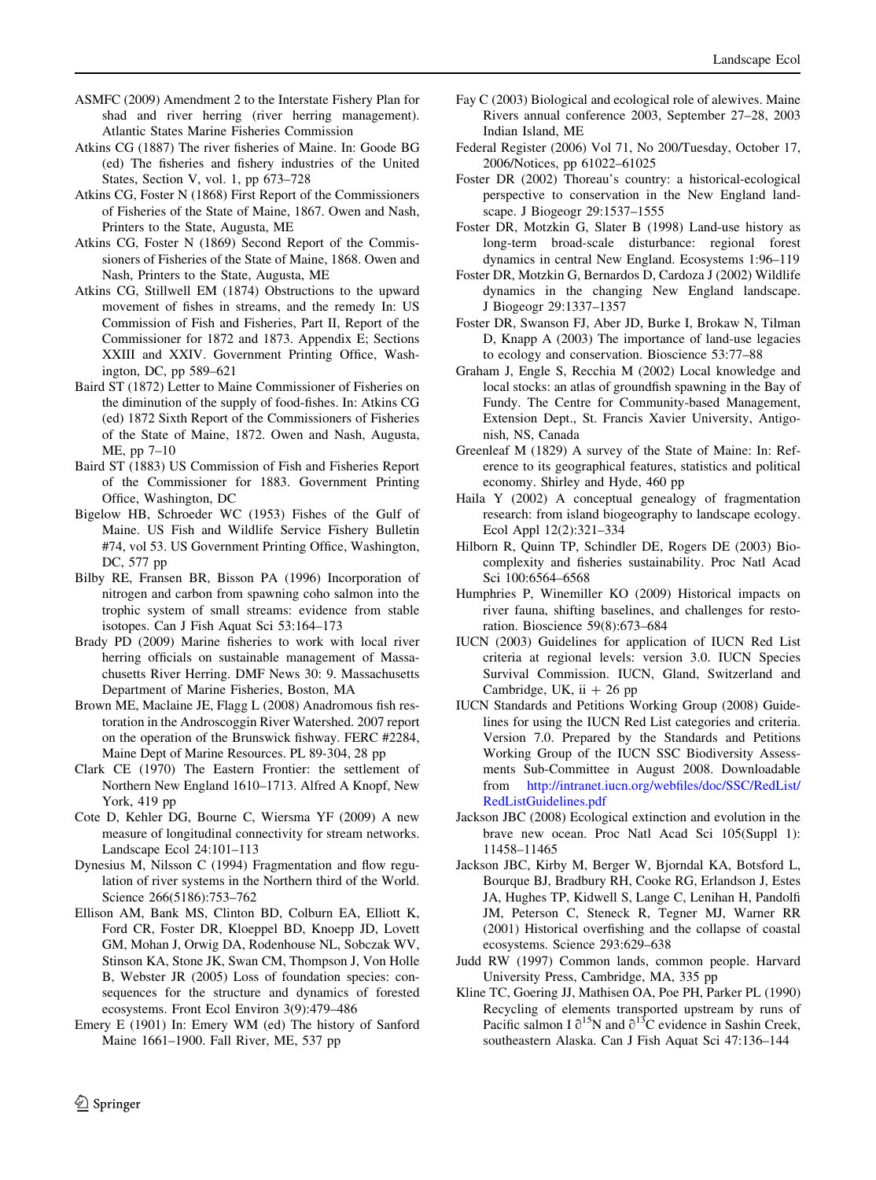ASMFC (2009) Amendment 2 to the Interstate Fishery Plan for shad and river herring (river herring management). Atlantic States Marine Fisheries Commission

Atkins CG (1887) The river fisheries of Maine. In: Goode BG (ed) The fisheries and fishery industries of the United States, Section V, vol. 1, pp 673–728

Atkins CG, Foster N (1868) First Report of the Commissioners of Fisheries of the State of Maine, 1867. Owen and Nash, Printers to the State, Augusta, ME

Atkins CG, Foster N (1869) Second Report of the Commissioners of Fisheries of the State of Maine, 1868. Owen and Nash, Printers to the State, Augusta, ME

Atkins CG, Stillwell EM (1874) Obstructions to the upward movement of fishes in streams, and the remedy In: US Commission of Fish and Fisheries, Part II, Report of the Commissioner for 1872 and 1873. Appendix E; Sections XXIII and XXIV. Government Printing Office, Washington, DC, pp 589–621

Baird ST (1872) Letter to Maine Commissioner of Fisheries on the diminution of the supply of food-fishes. In: Atkins CG (ed) 1872 Sixth Report of the Commissioners of Fisheries of the State of Maine, 1872. Owen and Nash, Augusta, ME, pp 7–10

Baird ST (1883) US Commission of Fish and Fisheries Report of the Commissioner for 1883. Government Printing Office, Washington, DC

Bigelow HB, Schroeder WC (1953) Fishes of the Gulf of Maine. US Fish and Wildlife Service Fishery Bulletin #74, vol 53. US Government Printing Office, Washington, DC, 577 pp

Bilby RE, Fransen BR, Bisson PA (1996) Incorporation of nitrogen and carbon from spawning coho salmon into the trophic system of small streams: evidence from stable isotopes. Can J Fish Aquat Sci 53:164–173

Brady PD (2009) Marine fisheries to work with local river herring officials on sustainable management of Massachusetts River Herring. DMF News 30: 9. Massachusetts Department of Marine Fisheries, Boston, MA

Brown ME, Maclaine JE, Flagg L (2008) Anadromous fish restoration in the Androscoggin River Watershed. 2007 report on the operation of the Brunswick fishway. FERC #2284, Maine Dept of Marine Resources. PL 89-304, 28 pp

Clark CE (1970) The Eastern Frontier: the settlement of Northern New England 1610–1713. Alfred A Knopf, New York, 419 pp

Cote D, Kehler DG, Bourne C, Wiersma YF (2009) A new measure of longitudinal connectivity for stream networks. Landscape Ecol 24:101–113

Dynesius M, Nilsson C (1994) Fragmentation and flow regulation of river systems in the Northern third of the World. Science 266(5186):753–762

Ellison AM, Bank MS, Clinton BD, Colburn EA, Elliott K, Ford CR, Foster DR, Kloeppel BD, Knoepp JD, Lovett GM, Mohan J, Orwig DA, Rodenhouse NL, Sobczak WV, Stinson KA, Stone JK, Swan CM, Thompson J, Von Holle B, Webster JR (2005) Loss of foundation species: consequences for the structure and dynamics of forested ecosystems. Front Ecol Environ 3(9):479–486

Emery E (1901) In: Emery WM (ed) The history of Sanford Maine 1661–1900. Fall River, ME, 537 pp

Fay C (2003) Biological and ecological role of alewives. Maine Rivers annual conference 2003, September 27–28, 2003 Indian Island, ME

Federal Register (2006) Vol 71, No 200/Tuesday, October 17, 2006/Notices, pp 61022–61025

Foster DR (2002) Thoreau's country: a historical-ecological perspective to conservation in the New England landscape. J Biogeogr 29:1537–1555

Foster DR, Motzkin G, Slater B (1998) Land-use history as long-term broad-scale disturbance: regional forest dynamics in central New England. Ecosystems 1:96–119

Foster DR, Motzkin G, Bernardos D, Cardoza J (2002) Wildlife dynamics in the changing New England landscape. J Biogeogr 29:1337–1357

Foster DR, Swanson FJ, Aber JD, Burke I, Brokaw N, Tilman D, Knapp A (2003) The importance of land-use legacies to ecology and conservation. Bioscience 53:77–88

Graham J, Engle S, Recchia M (2002) Local knowledge and local stocks: an atlas of groundfish spawning in the Bay of Fundy. The Centre for Community-based Management, Extension Dept., St. Francis Xavier University, Antigonish, NS, Canada

Greenleaf M (1829) A survey of the State of Maine: In: Reference to its geographical features, statistics and political economy. Shirley and Hyde, 460 pp

Haila Y (2002) A conceptual genealogy of fragmentation research: from island biogeography to landscape ecology. Ecol Appl 12(2):321–334

Hilborn R, Quinn TP, Schindler DE, Rogers DE (2003) Biocomplexity and fisheries sustainability. Proc Natl Acad Sci 100:6564–6568

Humphries P, Winemiller KO (2009) Historical impacts on river fauna, shifting baselines, and challenges for restoration. Bioscience 59(8):673–684

IUCN (2003) Guidelines for application of IUCN Red List criteria at regional levels: version 3.0. IUCN Species Survival Commission. IUCN, Gland, Switzerland and Cambridge, UK, ii + 26 pp

IUCN Standards and Petitions Working Group (2008) Guidelines for using the IUCN Red List categories and criteria. Version 7.0. Prepared by the Standards and Petitions Working Group of the IUCN SSC Biodiversity Assessments Sub-Committee in August 2008. Downloadable from http://intranet.iucn.org/webfiles/doc/SSC/RedList/RedListGuidelines.pdf

Jackson JBC (2008) Ecological extinction and evolution in the brave new ocean. Proc Natl Acad Sci 105(Suppl 1): 11458–11465

Jackson JBC, Kirby M, Berger W, Bjorndal KA, Botsford L, Bourque BJ, Bradbury RH, Cooke RG, Erlandson J, Estes JA, Hughes TP, Kidwell S, Lange C, Lenihan H, Pandolfi JM, Peterson C, Steneck R, Tegner MJ, Warner RR (2001) Historical overfishing and the collapse of coastal ecosystems. Science 293:629–638

Judd RW (1997) Common lands, common people. Harvard University Press, Cambridge, MA, 335 pp

Kline TC, Goering JJ, Mathisen OA, Poe PH, Parker PL (1990) Recycling of elements transported upstream by runs of Pacific salmon I $\partial^{15}$N and $\partial^{13}$C evidence in Sashin Creek, southeastern Alaska. Can J Fish Aquat Sci 47:136–144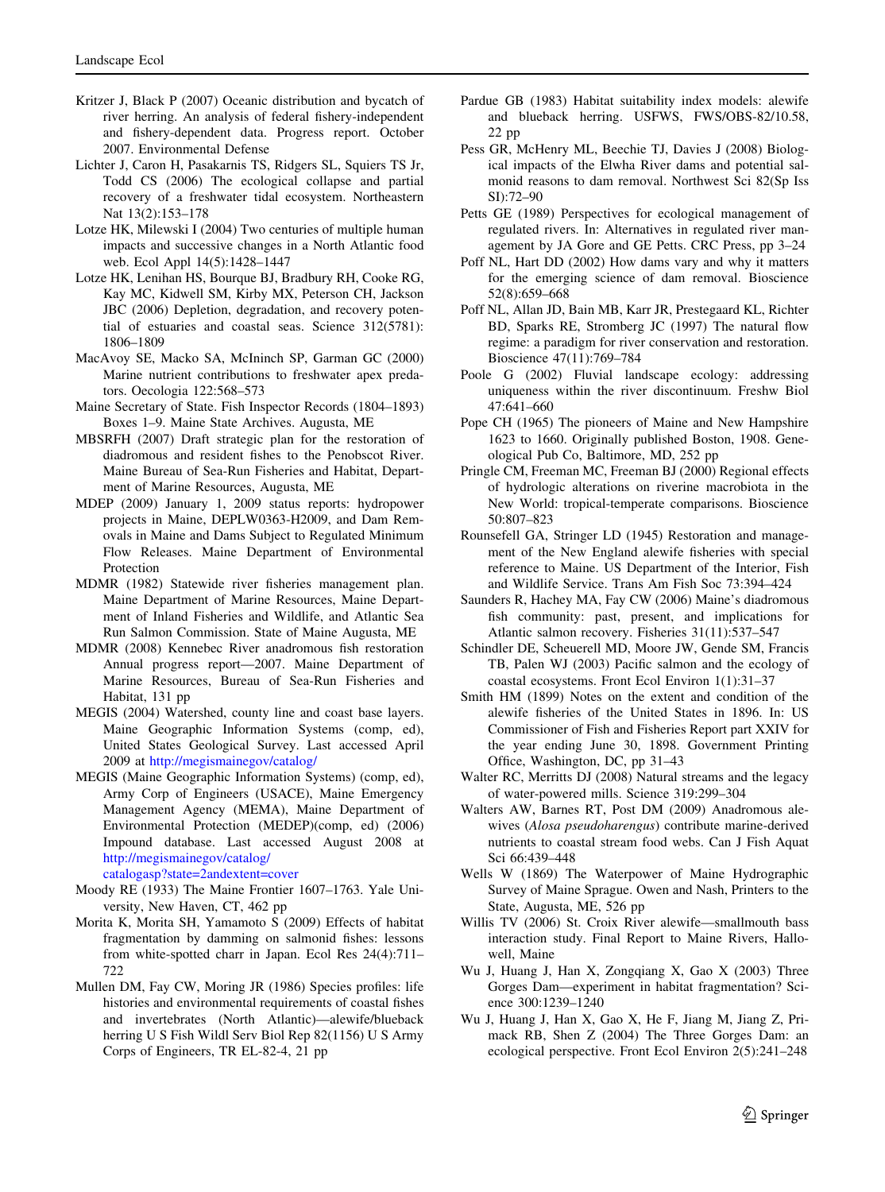Kritzer J, Black P (2007) Oceanic distribution and bycatch of river herring. An analysis of federal fishery-independent and fishery-dependent data. Progress report. October 2007. Environmental Defense

Lichter J, Caron H, Pasakarnis TS, Ridgers SL, Squiers TS Jr, Todd CS (2006) The ecological collapse and partial recovery of a freshwater tidal ecosystem. Northeastern Nat 13(2):153–178

Lotze HK, Milewski I (2004) Two centuries of multiple human impacts and successive changes in a North Atlantic food web. Ecol Appl 14(5):1428–1447

Lotze HK, Lenihan HS, Bourque BJ, Bradbury RH, Cooke RG, Kay MC, Kidwell SM, Kirby MX, Peterson CH, Jackson JBC (2006) Depletion, degradation, and recovery potential of estuaries and coastal seas. Science 312(5781): 1806–1809

MacAvoy SE, Macko SA, McIninch SP, Garman GC (2000) Marine nutrient contributions to freshwater apex predators. Oecologia 122:568–573

Maine Secretary of State. Fish Inspector Records (1804–1893) Boxes 1–9. Maine State Archives. Augusta, ME

MBSRFH (2007) Draft strategic plan for the restoration of diadromous and resident fishes to the Penobscot River. Maine Bureau of Sea-Run Fisheries and Habitat, Department of Marine Resources, Augusta, ME

MDEP (2009) January 1, 2009 status reports: hydropower projects in Maine, DEPLW0363-H2009, and Dam Removals in Maine and Dams Subject to Regulated Minimum Flow Releases. Maine Department of Environmental Protection

MDMR (1982) Statewide river fisheries management plan. Maine Department of Marine Resources, Maine Department of Inland Fisheries and Wildlife, and Atlantic Sea Run Salmon Commission. State of Maine Augusta, ME

MDMR (2008) Kennebec River anadromous fish restoration Annual progress report—2007. Maine Department of Marine Resources, Bureau of Sea-Run Fisheries and Habitat, 131 pp

MEGIS (2004) Watershed, county line and coast base layers. Maine Geographic Information Systems (comp, ed), United States Geological Survey. Last accessed April 2009 at http://megismainegov/catalog/

MEGIS (Maine Geographic Information Systems) (comp, ed), Army Corp of Engineers (USACE), Maine Emergency Management Agency (MEMA), Maine Department of Environmental Protection (MEDEP)(comp, ed) (2006) Impound database. Last accessed August 2008 at http://megismainegov/catalog/catalogasp?state=2andextent=cover

Moody RE (1933) The Maine Frontier 1607–1763. Yale University, New Haven, CT, 462 pp

Morita K, Morita SH, Yamamoto S (2009) Effects of habitat fragmentation by damming on salmonid fishes: lessons from white-spotted charr in Japan. Ecol Res 24(4):711–722

Mullen DM, Fay CW, Moring JR (1986) Species profiles: life histories and environmental requirements of coastal fishes and invertebrates (North Atlantic)—alewife/blueback herring U S Fish Wildl Serv Biol Rep 82(1156) U S Army Corps of Engineers, TR EL-82-4, 21 pp

Pardue GB (1983) Habitat suitability index models: alewife and blueback herring. USFWS, FWS/OBS-82/10.58, 22 pp

Pess GR, McHenry ML, Beechie TJ, Davies J (2008) Biological impacts of the Elwha River dams and potential salmonid reasons to dam removal. Northwest Sci 82(Sp Iss SI):72–90

Petts GE (1989) Perspectives for ecological management of regulated rivers. In: Alternatives in regulated river management by JA Gore and GE Petts. CRC Press, pp 3–24

Poff NL, Hart DD (2002) How dams vary and why it matters for the emerging science of dam removal. Bioscience 52(8):659–668

Poff NL, Allan JD, Bain MB, Karr JR, Prestegaard KL, Richter BD, Sparks RE, Stromberg JC (1997) The natural flow regime: a paradigm for river conservation and restoration. Bioscience 47(11):769–784

Poole G (2002) Fluvial landscape ecology: addressing uniqueness within the river discontinuum. Freshw Biol 47:641–660

Pope CH (1965) The pioneers of Maine and New Hampshire 1623 to 1660. Originally published Boston, 1908. Genealogical Pub Co, Baltimore, MD, 252 pp

Pringle CM, Freeman MC, Freeman BJ (2000) Regional effects of hydrologic alterations on riverine macrobiota in the New World: tropical-temperate comparisons. Bioscience 50:807–823

Rounsefell GA, Stringer LD (1945) Restoration and management of the New England alewife fisheries with special reference to Maine. US Department of the Interior, Fish and Wildlife Service. Trans Am Fish Soc 73:394–424

Saunders R, Hachey MA, Fay CW (2006) Maine's diadromous fish community: past, present, and implications for Atlantic salmon recovery. Fisheries 31(11):537–547

Schindler DE, Scheuerell MD, Moore JW, Gende SM, Francis TB, Palen WJ (2003) Pacific salmon and the ecology of coastal ecosystems. Front Ecol Environ 1(1):31–37

Smith HM (1899) Notes on the extent and condition of the alewife fisheries of the United States in 1896. In: US Commissioner of Fish and Fisheries Report part XXIV for the year ending June 30, 1898. Government Printing Office, Washington, DC, pp 31–43

Walter RC, Merritts DJ (2008) Natural streams and the legacy of water-powered mills. Science 319:299–304

Walters AW, Barnes RT, Post DM (2009) Anadromous alewives (*Alosa pseudoharengus*) contribute marine-derived nutrients to coastal stream food webs. Can J Fish Aquat Sci 66:439–448

Wells W (1869) The Waterpower of Maine Hydrographic Survey of Maine Sprague. Owen and Nash, Printers to the State, Augusta, ME, 526 pp

Willis TV (2006) St. Croix River alewife—smallmouth bass interaction study. Final Report to Maine Rivers, Hallowell, Maine

Wu J, Huang J, Han X, Zongqiang X, Gao X (2003) Three Gorges Dam—experiment in habitat fragmentation? Science 300:1239–1240

Wu J, Huang J, Han X, Gao X, He F, Jiang M, Jiang Z, Primack RB, Shen Z (2004) The Three Gorges Dam: an ecological perspective. Front Ecol Environ 2(5):241–248